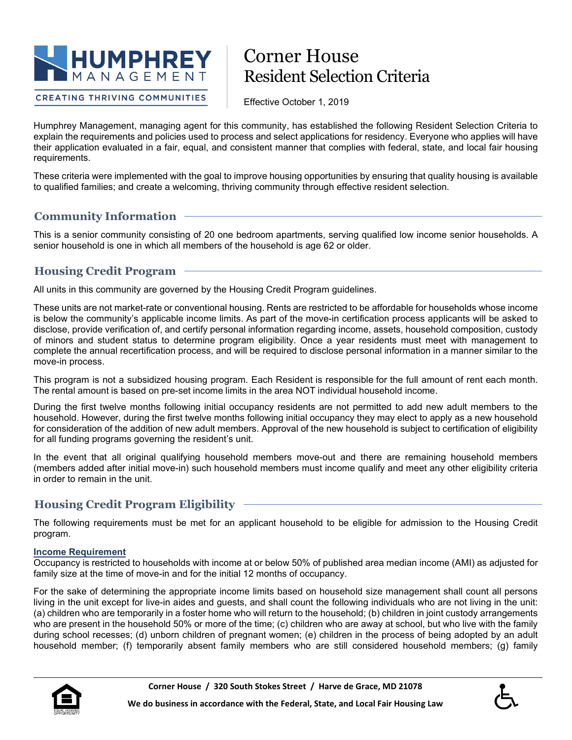# Corner House
# Resident Selection Criteria

Effective October 1, 2019

Humphrey Management, managing agent for this community, has established the following Resident Selection Criteria to explain the requirements and policies used to process and select applications for residency. Everyone who applies will have their application evaluated in a fair, equal, and consistent manner that complies with federal, state, and local fair housing requirements.

These criteria were implemented with the goal to improve housing opportunities by ensuring that quality housing is available to qualified families; and create a welcoming, thriving community through effective resident selection.

## Community Information

This is a senior community consisting of 20 one bedroom apartments, serving qualified low income senior households. A senior household is one in which all members of the household is age 62 or older.

## Housing Credit Program

All units in this community are governed by the Housing Credit Program guidelines.

These units are not market-rate or conventional housing. Rents are restricted to be affordable for households whose income is below the community's applicable income limits. As part of the move-in certification process applicants will be asked to disclose, provide verification of, and certify personal information regarding income, assets, household composition, custody of minors and student status to determine program eligibility. Once a year residents must meet with management to complete the annual recertification process, and will be required to disclose personal information in a manner similar to the move-in process.

This program is not a subsidized housing program. Each Resident is responsible for the full amount of rent each month. The rental amount is based on pre-set income limits in the area NOT individual household income.

During the first twelve months following initial occupancy residents are not permitted to add new adult members to the household. However, during the first twelve months following initial occupancy they may elect to apply as a new household for consideration of the addition of new adult members. Approval of the new household is subject to certification of eligibility for all funding programs governing the resident's unit.

In the event that all original qualifying household members move-out and there are remaining household members (members added after initial move-in) such household members must income qualify and meet any other eligibility criteria in order to remain in the unit.

## Housing Credit Program Eligibility

The following requirements must be met for an applicant household to be eligible for admission to the Housing Credit program.

**Income Requirement**

Occupancy is restricted to households with income at or below 50% of published area median income (AMI) as adjusted for family size at the time of move-in and for the initial 12 months of occupancy.

For the sake of determining the appropriate income limits based on household size management shall count all persons living in the unit except for live-in aides and guests, and shall count the following individuals who are not living in the unit: (a) children who are temporarily in a foster home who will return to the household; (b) children in joint custody arrangements who are present in the household 50% or more of the time; (c) children who are away at school, but who live with the family during school recesses; (d) unborn children of pregnant women; (e) children in the process of being adopted by an adult household member; (f) temporarily absent family members who are still considered household members; (g) family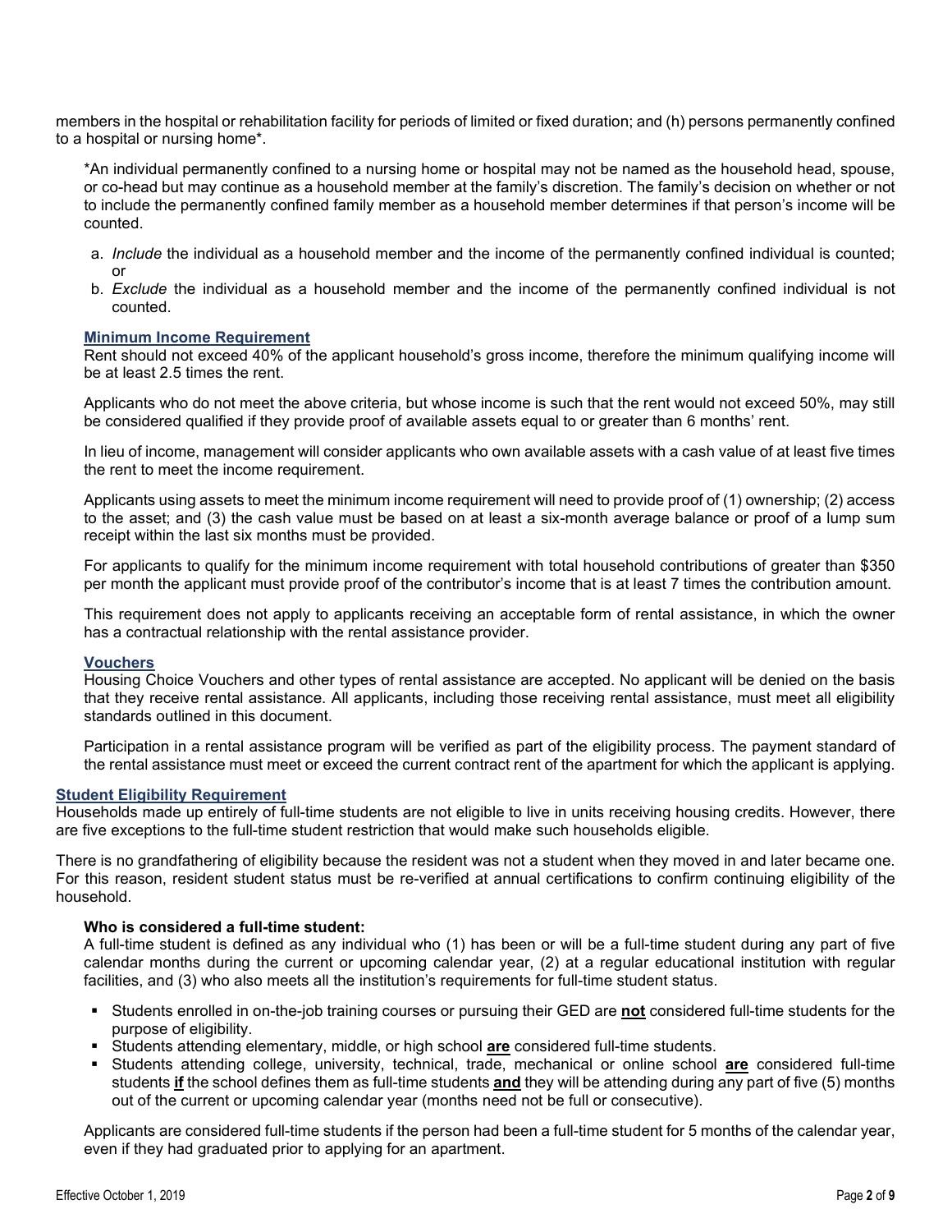members in the hospital or rehabilitation facility for periods of limited or fixed duration; and (h) persons permanently confined to a hospital or nursing home*.

*An individual permanently confined to a nursing home or hospital may not be named as the household head, spouse, or co-head but may continue as a household member at the family's discretion. The family's decision on whether or not to include the permanently confined family member as a household member determines if that person's income will be counted.

a. *Include* the individual as a household member and the income of the permanently confined individual is counted; or
b. *Exclude* the individual as a household member and the income of the permanently confined individual is not counted.

### Minimum Income Requirement

Rent should not exceed 40% of the applicant household's gross income, therefore the minimum qualifying income will be at least 2.5 times the rent.

Applicants who do not meet the above criteria, but whose income is such that the rent would not exceed 50%, may still be considered qualified if they provide proof of available assets equal to or greater than 6 months' rent.

In lieu of income, management will consider applicants who own available assets with a cash value of at least five times the rent to meet the income requirement.

Applicants using assets to meet the minimum income requirement will need to provide proof of (1) ownership; (2) access to the asset; and (3) the cash value must be based on at least a six-month average balance or proof of a lump sum receipt within the last six months must be provided.

For applicants to qualify for the minimum income requirement with total household contributions of greater than $350 per month the applicant must provide proof of the contributor's income that is at least 7 times the contribution amount.

This requirement does not apply to applicants receiving an acceptable form of rental assistance, in which the owner has a contractual relationship with the rental assistance provider.

### Vouchers

Housing Choice Vouchers and other types of rental assistance are accepted. No applicant will be denied on the basis that they receive rental assistance. All applicants, including those receiving rental assistance, must meet all eligibility standards outlined in this document.

Participation in a rental assistance program will be verified as part of the eligibility process. The payment standard of the rental assistance must meet or exceed the current contract rent of the apartment for which the applicant is applying.

## Student Eligibility Requirement

Households made up entirely of full-time students are not eligible to live in units receiving housing credits. However, there are five exceptions to the full-time student restriction that would make such households eligible.

There is no grandfathering of eligibility because the resident was not a student when they moved in and later became one. For this reason, resident student status must be re-verified at annual certifications to confirm continuing eligibility of the household.

**Who is considered a full-time student:**
A full-time student is defined as any individual who (1) has been or will be a full-time student during any part of five calendar months during the current or upcoming calendar year, (2) at a regular educational institution with regular facilities, and (3) who also meets all the institution's requirements for full-time student status.

- Students enrolled in on-the-job training courses or pursuing their GED are **not** considered full-time students for the purpose of eligibility.
- Students attending elementary, middle, or high school **are** considered full-time students.
- Students attending college, university, technical, trade, mechanical or online school **are** considered full-time students **if** the school defines them as full-time students **and** they will be attending during any part of five (5) months out of the current or upcoming calendar year (months need not be full or consecutive).

Applicants are considered full-time students if the person had been a full-time student for 5 months of the calendar year, even if they had graduated prior to applying for an apartment.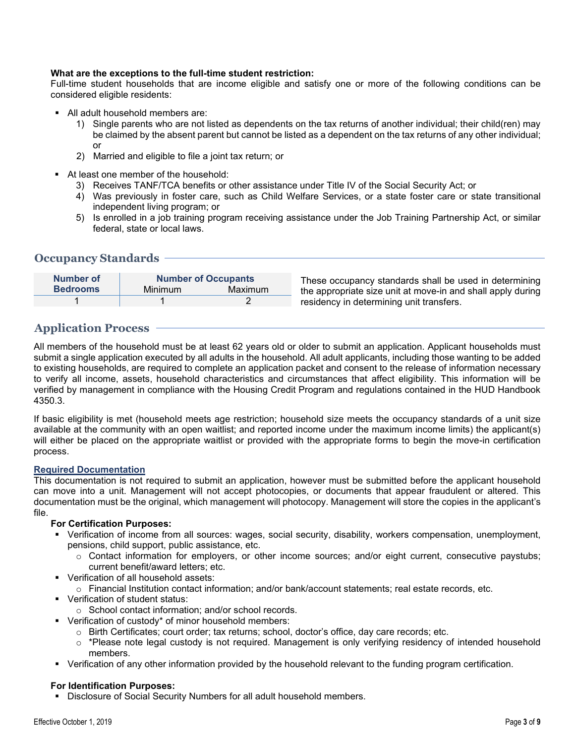**What are the exceptions to the full-time student restriction:**
Full-time student households that are income eligible and satisfy one or more of the following conditions can be considered eligible residents:

- All adult household members are:
  1) Single parents who are not listed as dependents on the tax returns of another individual; their child(ren) may be claimed by the absent parent but cannot be listed as a dependent on the tax returns of any other individual; or
  2) Married and eligible to file a joint tax return; or
- At least one member of the household:
  3) Receives TANF/TCA benefits or other assistance under Title IV of the Social Security Act; or
  4) Was previously in foster care, such as Child Welfare Services, or a state foster care or state transitional independent living program; or
  5) Is enrolled in a job training program receiving assistance under the Job Training Partnership Act, or similar federal, state or local laws.

## Occupancy Standards

| Number of Bedrooms | Number of Occupants | |
|---|---|---|
| | Minimum | Maximum |
| 1 | 1 | 2 |

These occupancy standards shall be used in determining the appropriate size unit at move-in and shall apply during residency in determining unit transfers.

## Application Process

All members of the household must be at least 62 years old or older to submit an application. Applicant households must submit a single application executed by all adults in the household. All adult applicants, including those wanting to be added to existing households, are required to complete an application packet and consent to the release of information necessary to verify all income, assets, household characteristics and circumstances that affect eligibility. This information will be verified by management in compliance with the Housing Credit Program and regulations contained in the HUD Handbook 4350.3.

If basic eligibility is met (household meets age restriction; household size meets the occupancy standards of a unit size available at the community with an open waitlist; and reported income under the maximum income limits) the applicant(s) will either be placed on the appropriate waitlist or provided with the appropriate forms to begin the move-in certification process.

### Required Documentation

This documentation is not required to submit an application, however must be submitted before the applicant household can move into a unit. Management will not accept photocopies, or documents that appear fraudulent or altered. This documentation must be the original, which management will photocopy. Management will store the copies in the applicant's file.

**For Certification Purposes:**

- Verification of income from all sources: wages, social security, disability, workers compensation, unemployment, pensions, child support, public assistance, etc.
  - Contact information for employers, or other income sources; and/or eight current, consecutive paystubs; current benefit/award letters; etc.
- Verification of all household assets:
  - Financial Institution contact information; and/or bank/account statements; real estate records, etc.
- Verification of student status:
  - School contact information; and/or school records.
- Verification of custody* of minor household members:
  - Birth Certificates; court order; tax returns; school, doctor's office, day care records; etc.
  - *Please note legal custody is not required. Management is only verifying residency of intended household members.
- Verification of any other information provided by the household relevant to the funding program certification.

**For Identification Purposes:**

- Disclosure of Social Security Numbers for all adult household members.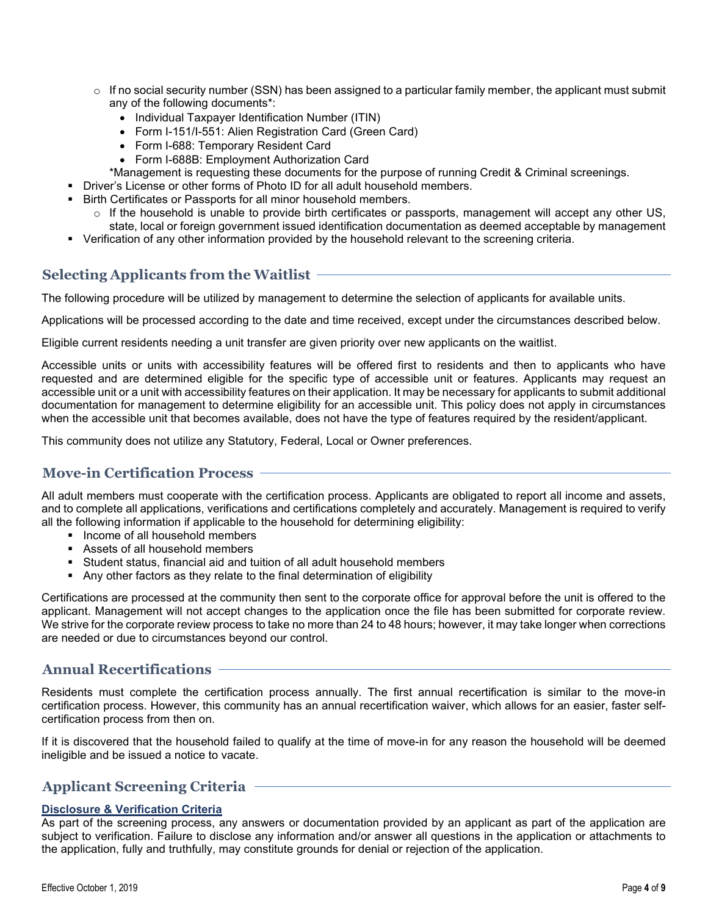- If no social security number (SSN) has been assigned to a particular family member, the applicant must submit any of the following documents*:
    - Individual Taxpayer Identification Number (ITIN)
    - Form I-151/I-551: Alien Registration Card (Green Card)
    - Form I-688: Temporary Resident Card
    - Form I-688B: Employment Authorization Card

    *Management is requesting these documents for the purpose of running Credit & Criminal screenings.
- Driver's License or other forms of Photo ID for all adult household members.
- Birth Certificates or Passports for all minor household members.
  - If the household is unable to provide birth certificates or passports, management will accept any other US, state, local or foreign government issued identification documentation as deemed acceptable by management
- Verification of any other information provided by the household relevant to the screening criteria.

## Selecting Applicants from the Waitlist

The following procedure will be utilized by management to determine the selection of applicants for available units.

Applications will be processed according to the date and time received, except under the circumstances described below.

Eligible current residents needing a unit transfer are given priority over new applicants on the waitlist.

Accessible units or units with accessibility features will be offered first to residents and then to applicants who have requested and are determined eligible for the specific type of accessible unit or features. Applicants may request an accessible unit or a unit with accessibility features on their application. It may be necessary for applicants to submit additional documentation for management to determine eligibility for an accessible unit. This policy does not apply in circumstances when the accessible unit that becomes available, does not have the type of features required by the resident/applicant.

This community does not utilize any Statutory, Federal, Local or Owner preferences.

## Move-in Certification Process

All adult members must cooperate with the certification process. Applicants are obligated to report all income and assets, and to complete all applications, verifications and certifications completely and accurately. Management is required to verify all the following information if applicable to the household for determining eligibility:

- Income of all household members
- Assets of all household members
- Student status, financial aid and tuition of all adult household members
- Any other factors as they relate to the final determination of eligibility

Certifications are processed at the community then sent to the corporate office for approval before the unit is offered to the applicant. Management will not accept changes to the application once the file has been submitted for corporate review. We strive for the corporate review process to take no more than 24 to 48 hours; however, it may take longer when corrections are needed or due to circumstances beyond our control.

## Annual Recertifications

Residents must complete the certification process annually. The first annual recertification is similar to the move-in certification process. However, this community has an annual recertification waiver, which allows for an easier, faster self-certification process from then on.

If it is discovered that the household failed to qualify at the time of move-in for any reason the household will be deemed ineligible and be issued a notice to vacate.

## Applicant Screening Criteria

### Disclosure & Verification Criteria

As part of the screening process, any answers or documentation provided by an applicant as part of the application are subject to verification. Failure to disclose any information and/or answer all questions in the application or attachments to the application, fully and truthfully, may constitute grounds for denial or rejection of the application.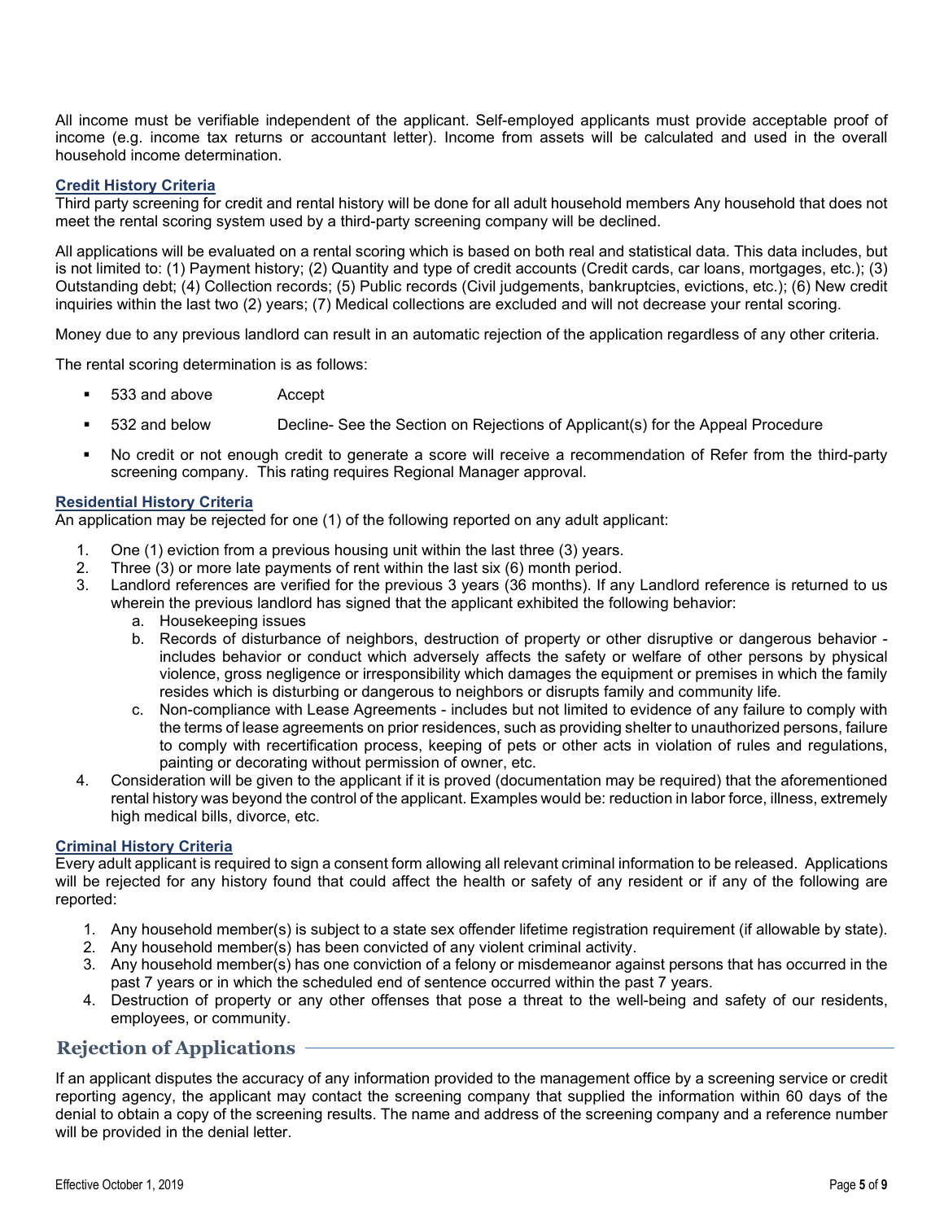All income must be verifiable independent of the applicant. Self-employed applicants must provide acceptable proof of income (e.g. income tax returns or accountant letter). Income from assets will be calculated and used in the overall household income determination.

### Credit History Criteria

Third party screening for credit and rental history will be done for all adult household members Any household that does not meet the rental scoring system used by a third-party screening company will be declined.

All applications will be evaluated on a rental scoring which is based on both real and statistical data. This data includes, but is not limited to: (1) Payment history; (2) Quantity and type of credit accounts (Credit cards, car loans, mortgages, etc.); (3) Outstanding debt; (4) Collection records; (5) Public records (Civil judgements, bankruptcies, evictions, etc.); (6) New credit inquiries within the last two (2) years; (7) Medical collections are excluded and will not decrease your rental scoring.

Money due to any previous landlord can result in an automatic rejection of the application regardless of any other criteria.

The rental scoring determination is as follows:

- 533 and above        Accept
- 532 and below        Decline- See the Section on Rejections of Applicant(s) for the Appeal Procedure
- No credit or not enough credit to generate a score will receive a recommendation of Refer from the third-party screening company. This rating requires Regional Manager approval.

### Residential History Criteria

An application may be rejected for one (1) of the following reported on any adult applicant:

1. One (1) eviction from a previous housing unit within the last three (3) years.
2. Three (3) or more late payments of rent within the last six (6) month period.
3. Landlord references are verified for the previous 3 years (36 months). If any Landlord reference is returned to us wherein the previous landlord has signed that the applicant exhibited the following behavior:
   a. Housekeeping issues
   b. Records of disturbance of neighbors, destruction of property or other disruptive or dangerous behavior - includes behavior or conduct which adversely affects the safety or welfare of other persons by physical violence, gross negligence or irresponsibility which damages the equipment or premises in which the family resides which is disturbing or dangerous to neighbors or disrupts family and community life.
   c. Non-compliance with Lease Agreements - includes but not limited to evidence of any failure to comply with the terms of lease agreements on prior residences, such as providing shelter to unauthorized persons, failure to comply with recertification process, keeping of pets or other acts in violation of rules and regulations, painting or decorating without permission of owner, etc.
4. Consideration will be given to the applicant if it is proved (documentation may be required) that the aforementioned rental history was beyond the control of the applicant. Examples would be: reduction in labor force, illness, extremely high medical bills, divorce, etc.

### Criminal History Criteria

Every adult applicant is required to sign a consent form allowing all relevant criminal information to be released. Applications will be rejected for any history found that could affect the health or safety of any resident or if any of the following are reported:

1. Any household member(s) is subject to a state sex offender lifetime registration requirement (if allowable by state).
2. Any household member(s) has been convicted of any violent criminal activity.
3. Any household member(s) has one conviction of a felony or misdemeanor against persons that has occurred in the past 7 years or in which the scheduled end of sentence occurred within the past 7 years.
4. Destruction of property or any other offenses that pose a threat to the well-being and safety of our residents, employees, or community.

## Rejection of Applications

If an applicant disputes the accuracy of any information provided to the management office by a screening service or credit reporting agency, the applicant may contact the screening company that supplied the information within 60 days of the denial to obtain a copy of the screening results. The name and address of the screening company and a reference number will be provided in the denial letter.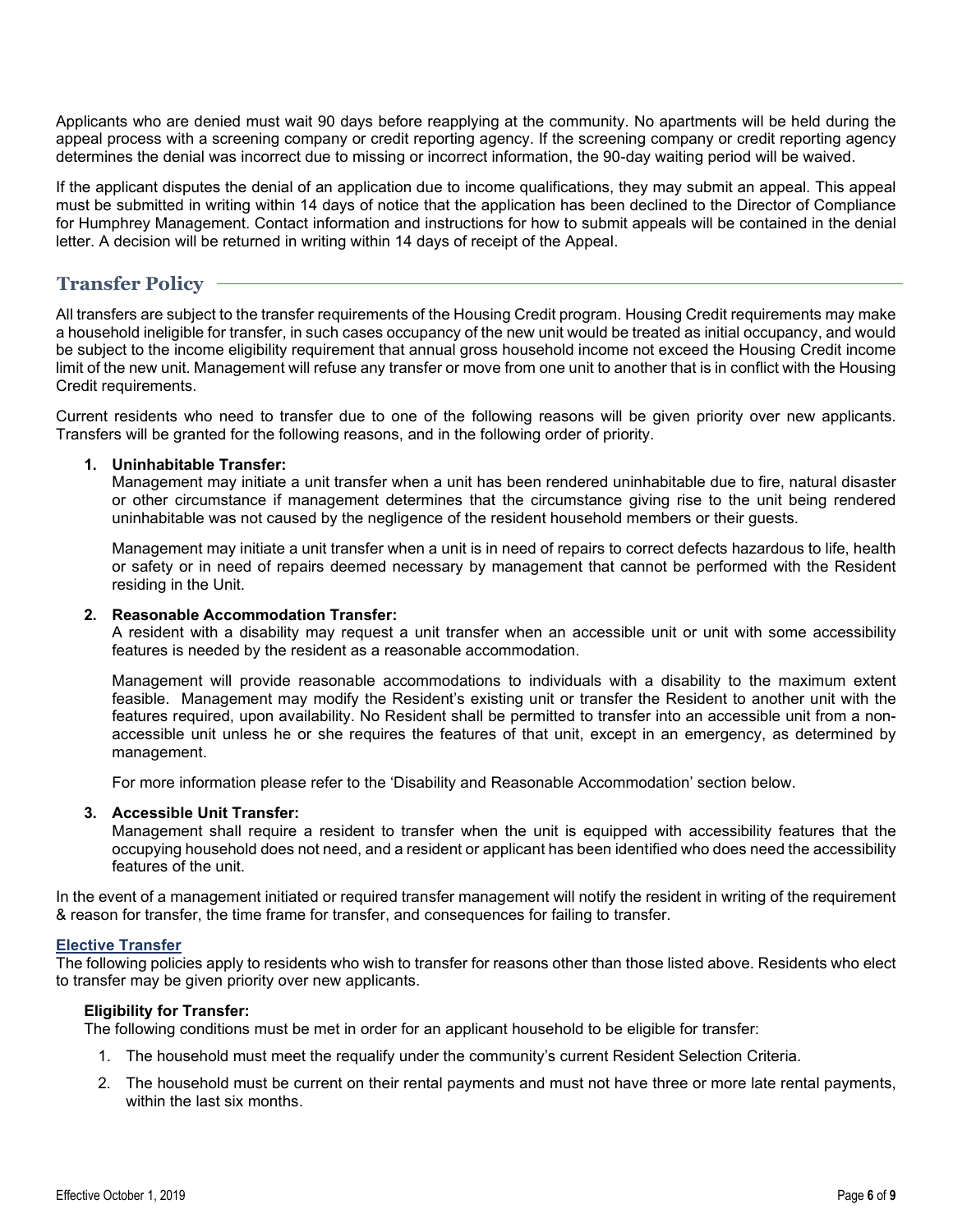Applicants who are denied must wait 90 days before reapplying at the community. No apartments will be held during the appeal process with a screening company or credit reporting agency. If the screening company or credit reporting agency determines the denial was incorrect due to missing or incorrect information, the 90-day waiting period will be waived.

If the applicant disputes the denial of an application due to income qualifications, they may submit an appeal. This appeal must be submitted in writing within 14 days of notice that the application has been declined to the Director of Compliance for Humphrey Management. Contact information and instructions for how to submit appeals will be contained in the denial letter. A decision will be returned in writing within 14 days of receipt of the Appeal.

## Transfer Policy

All transfers are subject to the transfer requirements of the Housing Credit program. Housing Credit requirements may make a household ineligible for transfer, in such cases occupancy of the new unit would be treated as initial occupancy, and would be subject to the income eligibility requirement that annual gross household income not exceed the Housing Credit income limit of the new unit. Management will refuse any transfer or move from one unit to another that is in conflict with the Housing Credit requirements.

Current residents who need to transfer due to one of the following reasons will be given priority over new applicants. Transfers will be granted for the following reasons, and in the following order of priority.

1. **Uninhabitable Transfer:**
   Management may initiate a unit transfer when a unit has been rendered uninhabitable due to fire, natural disaster or other circumstance if management determines that the circumstance giving rise to the unit being rendered uninhabitable was not caused by the negligence of the resident household members or their guests.

   Management may initiate a unit transfer when a unit is in need of repairs to correct defects hazardous to life, health or safety or in need of repairs deemed necessary by management that cannot be performed with the Resident residing in the Unit.

2. **Reasonable Accommodation Transfer:**
   A resident with a disability may request a unit transfer when an accessible unit or unit with some accessibility features is needed by the resident as a reasonable accommodation.

   Management will provide reasonable accommodations to individuals with a disability to the maximum extent feasible. Management may modify the Resident's existing unit or transfer the Resident to another unit with the features required, upon availability. No Resident shall be permitted to transfer into an accessible unit from a non-accessible unit unless he or she requires the features of that unit, except in an emergency, as determined by management.

   For more information please refer to the 'Disability and Reasonable Accommodation' section below.

3. **Accessible Unit Transfer:**
   Management shall require a resident to transfer when the unit is equipped with accessibility features that the occupying household does not need, and a resident or applicant has been identified who does need the accessibility features of the unit.

In the event of a management initiated or required transfer management will notify the resident in writing of the requirement & reason for transfer, the time frame for transfer, and consequences for failing to transfer.

### Elective Transfer

The following policies apply to residents who wish to transfer for reasons other than those listed above. Residents who elect to transfer may be given priority over new applicants.

**Eligibility for Transfer:**
The following conditions must be met in order for an applicant household to be eligible for transfer:

1. The household must meet the requalify under the community's current Resident Selection Criteria.
2. The household must be current on their rental payments and must not have three or more late rental payments, within the last six months.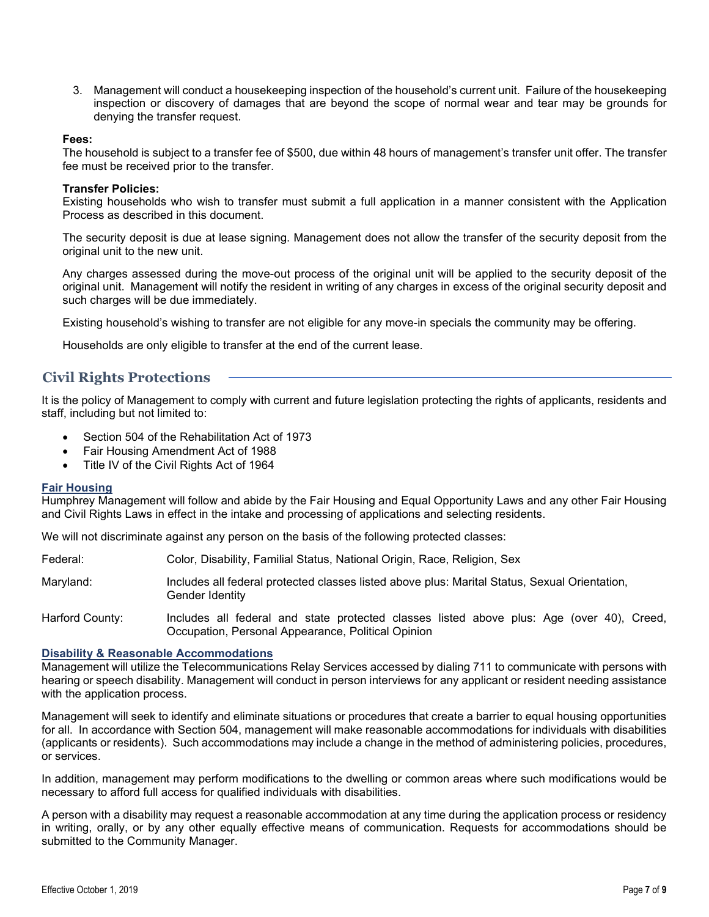3. Management will conduct a housekeeping inspection of the household's current unit. Failure of the housekeeping inspection or discovery of damages that are beyond the scope of normal wear and tear may be grounds for denying the transfer request.

**Fees:**
The household is subject to a transfer fee of $500, due within 48 hours of management's transfer unit offer. The transfer fee must be received prior to the transfer.

**Transfer Policies:**
Existing households who wish to transfer must submit a full application in a manner consistent with the Application Process as described in this document.

The security deposit is due at lease signing. Management does not allow the transfer of the security deposit from the original unit to the new unit.

Any charges assessed during the move-out process of the original unit will be applied to the security deposit of the original unit. Management will notify the resident in writing of any charges in excess of the original security deposit and such charges will be due immediately.

Existing household's wishing to transfer are not eligible for any move-in specials the community may be offering.

Households are only eligible to transfer at the end of the current lease.

## Civil Rights Protections

It is the policy of Management to comply with current and future legislation protecting the rights of applicants, residents and staff, including but not limited to:

- Section 504 of the Rehabilitation Act of 1973
- Fair Housing Amendment Act of 1988
- Title IV of the Civil Rights Act of 1964

### Fair Housing

Humphrey Management will follow and abide by the Fair Housing and Equal Opportunity Laws and any other Fair Housing and Civil Rights Laws in effect in the intake and processing of applications and selecting residents.

We will not discriminate against any person on the basis of the following protected classes:

| | |
|---|---|
| Federal: | Color, Disability, Familial Status, National Origin, Race, Religion, Sex |
| Maryland: | Includes all federal protected classes listed above plus: Marital Status, Sexual Orientation, Gender Identity |
| Harford County: | Includes all federal and state protected classes listed above plus: Age (over 40), Creed, Occupation, Personal Appearance, Political Opinion |

### Disability & Reasonable Accommodations

Management will utilize the Telecommunications Relay Services accessed by dialing 711 to communicate with persons with hearing or speech disability. Management will conduct in person interviews for any applicant or resident needing assistance with the application process.

Management will seek to identify and eliminate situations or procedures that create a barrier to equal housing opportunities for all. In accordance with Section 504, management will make reasonable accommodations for individuals with disabilities (applicants or residents). Such accommodations may include a change in the method of administering policies, procedures, or services.

In addition, management may perform modifications to the dwelling or common areas where such modifications would be necessary to afford full access for qualified individuals with disabilities.

A person with a disability may request a reasonable accommodation at any time during the application process or residency in writing, orally, or by any other equally effective means of communication. Requests for accommodations should be submitted to the Community Manager.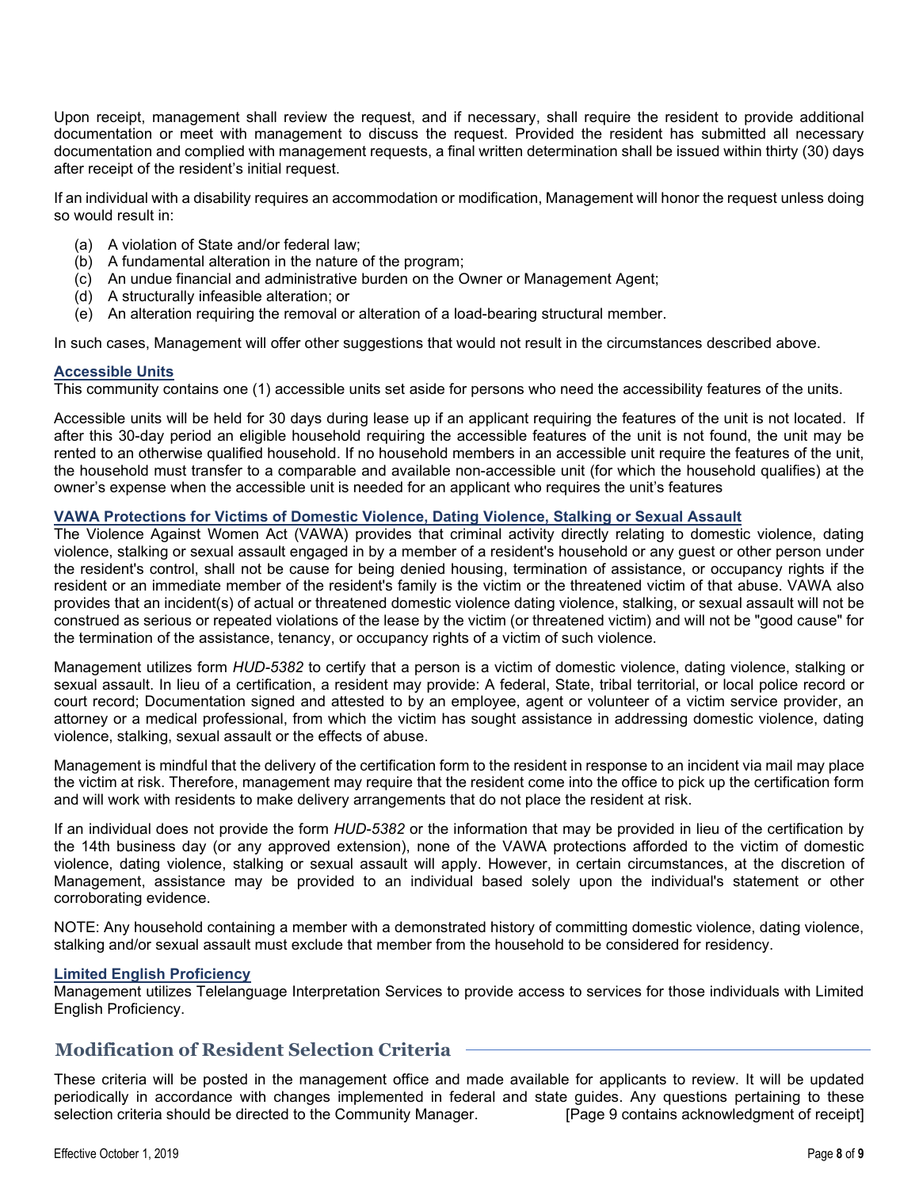Upon receipt, management shall review the request, and if necessary, shall require the resident to provide additional documentation or meet with management to discuss the request. Provided the resident has submitted all necessary documentation and complied with management requests, a final written determination shall be issued within thirty (30) days after receipt of the resident's initial request.

If an individual with a disability requires an accommodation or modification, Management will honor the request unless doing so would result in:

(a) A violation of State and/or federal law;
(b) A fundamental alteration in the nature of the program;
(c) An undue financial and administrative burden on the Owner or Management Agent;
(d) A structurally infeasible alteration; or
(e) An alteration requiring the removal or alteration of a load-bearing structural member.

In such cases, Management will offer other suggestions that would not result in the circumstances described above.

### Accessible Units

This community contains one (1) accessible units set aside for persons who need the accessibility features of the units.

Accessible units will be held for 30 days during lease up if an applicant requiring the features of the unit is not located. If after this 30-day period an eligible household requiring the accessible features of the unit is not found, the unit may be rented to an otherwise qualified household. If no household members in an accessible unit require the features of the unit, the household must transfer to a comparable and available non-accessible unit (for which the household qualifies) at the owner's expense when the accessible unit is needed for an applicant who requires the unit's features

### VAWA Protections for Victims of Domestic Violence, Dating Violence, Stalking or Sexual Assault

The Violence Against Women Act (VAWA) provides that criminal activity directly relating to domestic violence, dating violence, stalking or sexual assault engaged in by a member of a resident's household or any guest or other person under the resident's control, shall not be cause for being denied housing, termination of assistance, or occupancy rights if the resident or an immediate member of the resident's family is the victim or the threatened victim of that abuse. VAWA also provides that an incident(s) of actual or threatened domestic violence dating violence, stalking, or sexual assault will not be construed as serious or repeated violations of the lease by the victim (or threatened victim) and will not be "good cause" for the termination of the assistance, tenancy, or occupancy rights of a victim of such violence.

Management utilizes form *HUD-5382* to certify that a person is a victim of domestic violence, dating violence, stalking or sexual assault. In lieu of a certification, a resident may provide: A federal, State, tribal territorial, or local police record or court record; Documentation signed and attested to by an employee, agent or volunteer of a victim service provider, an attorney or a medical professional, from which the victim has sought assistance in addressing domestic violence, dating violence, stalking, sexual assault or the effects of abuse.

Management is mindful that the delivery of the certification form to the resident in response to an incident via mail may place the victim at risk. Therefore, management may require that the resident come into the office to pick up the certification form and will work with residents to make delivery arrangements that do not place the resident at risk.

If an individual does not provide the form *HUD-5382* or the information that may be provided in lieu of the certification by the 14th business day (or any approved extension), none of the VAWA protections afforded to the victim of domestic violence, dating violence, stalking or sexual assault will apply. However, in certain circumstances, at the discretion of Management, assistance may be provided to an individual based solely upon the individual's statement or other corroborating evidence.

NOTE: Any household containing a member with a demonstrated history of committing domestic violence, dating violence, stalking and/or sexual assault must exclude that member from the household to be considered for residency.

### Limited English Proficiency

Management utilizes Telelanguage Interpretation Services to provide access to services for those individuals with Limited English Proficiency.

## Modification of Resident Selection Criteria

These criteria will be posted in the management office and made available for applicants to review. It will be updated periodically in accordance with changes implemented in federal and state guides. Any questions pertaining to these selection criteria should be directed to the Community Manager. [Page 9 contains acknowledgment of receipt]

Effective October 1, 2019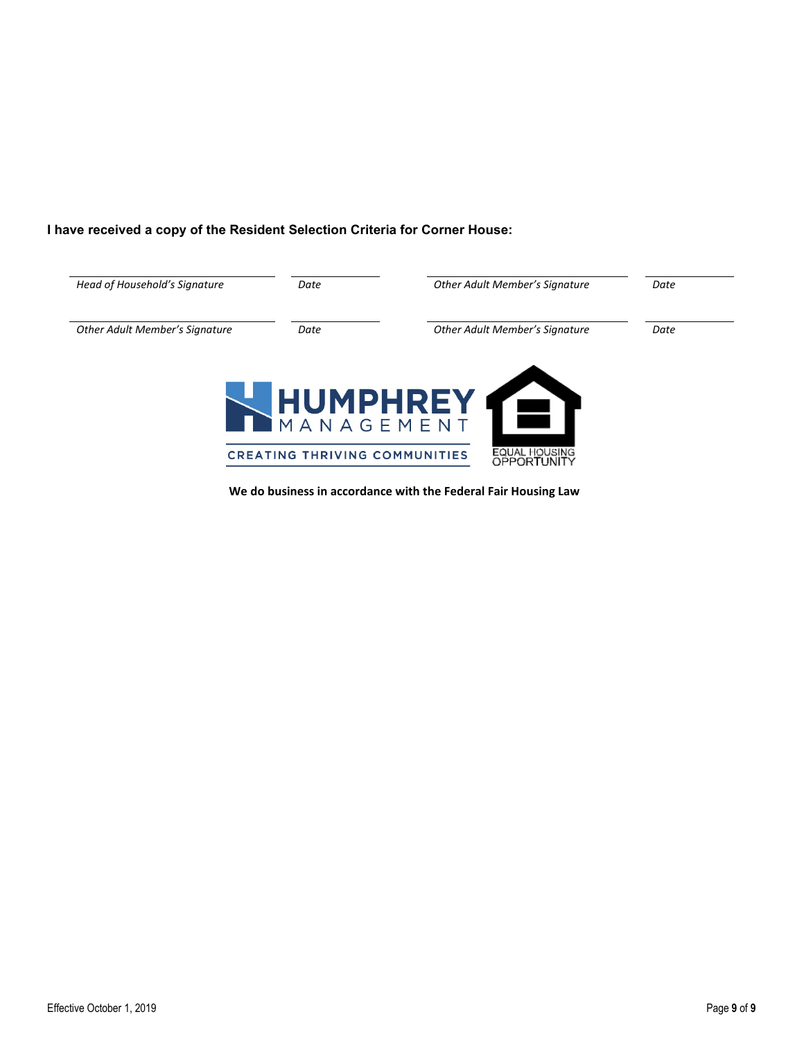**I have received a copy of the Resident Selection Criteria for Corner House:**

| | | | |
|---|---|---|---|
| *Head of Household's Signature* | *Date* | *Other Adult Member's Signature* | *Date* |
| *Other Adult Member's Signature* | *Date* | *Other Adult Member's Signature* | *Date* |

HUMPHREY MANAGEMENT

CREATING THRIVING COMMUNITIES

EQUAL HOUSING OPPORTUNITY

**We do business in accordance with the Federal Fair Housing Law**

Effective October 1, 2019